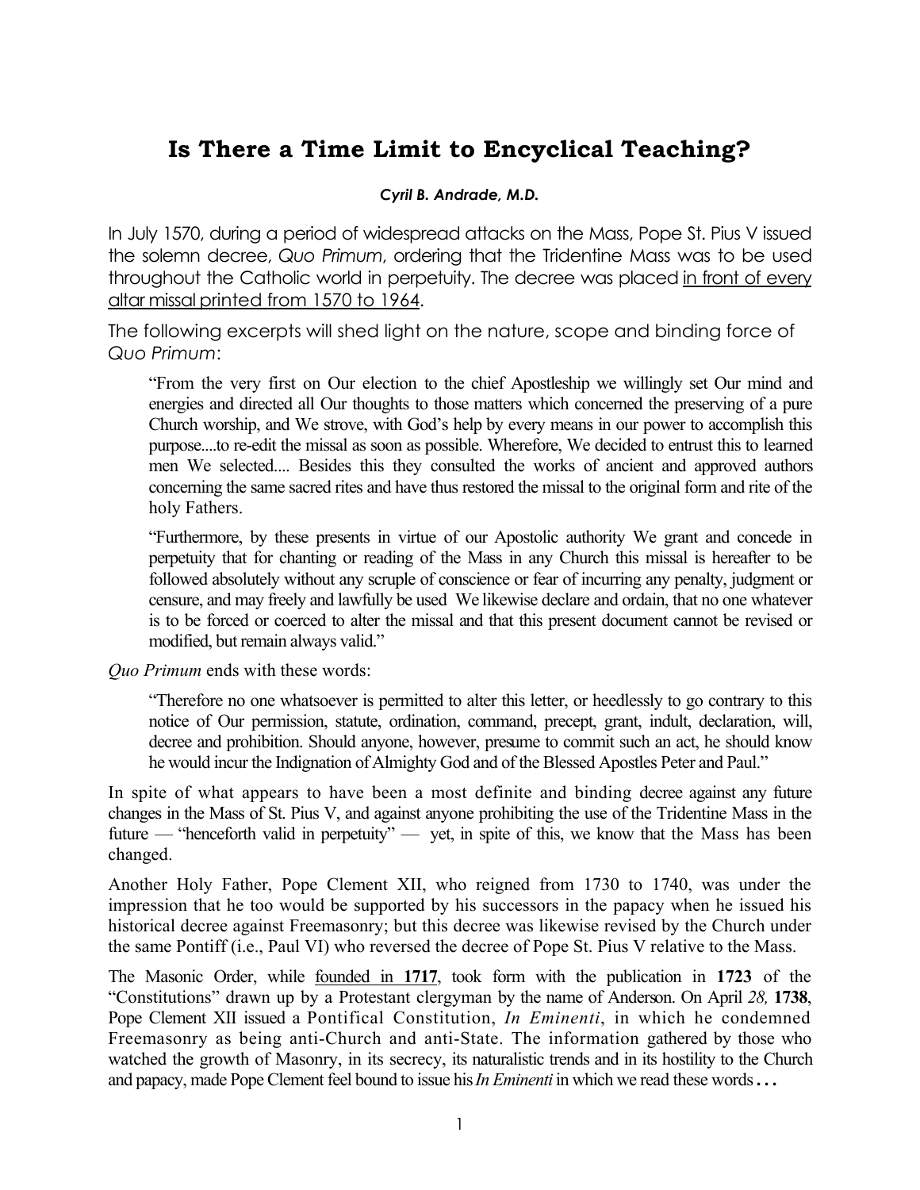# Is There a Time Limit to Encyclical Teaching?

***Cyril B. Andrade, M.D.***

In July 1570, during a period of widespread attacks on the Mass, Pope St. Pius V issued the solemn decree, *Quo Primum*, ordering that the Tridentine Mass was to be used throughout the Catholic world in perpetuity. The decree was placed <u>in front of every altar missal printed from 1570 to 1964</u>.

The following excerpts will shed light on the nature, scope and binding force of *Quo Primum*:

> "From the very first on Our election to the chief Apostleship we willingly set Our mind and energies and directed all Our thoughts to those matters which concerned the preserving of a pure Church worship, and We strove, with God's help by every means in our power to accomplish this purpose....to re-edit the missal as soon as possible. Wherefore, We decided to entrust this to learned men We selected.... Besides this they consulted the works of ancient and approved authors concerning the same sacred rites and have thus restored the missal to the original form and rite of the holy Fathers.
>
> "Furthermore, by these presents in virtue of our Apostolic authority We grant and concede in perpetuity that for chanting or reading of the Mass in any Church this missal is hereafter to be followed absolutely without any scruple of conscience or fear of incurring any penalty, judgment or censure, and may freely and lawfully be used We likewise declare and ordain, that no one whatever is to be forced or coerced to alter the missal and that this present document cannot be revised or modified, but remain always valid."

*Quo Primum* ends with these words:

> "Therefore no one whatsoever is permitted to alter this letter, or heedlessly to go contrary to this notice of Our permission, statute, ordination, command, precept, grant, indult, declaration, will, decree and prohibition. Should anyone, however, presume to commit such an act, he should know he would incur the Indignation of Almighty God and of the Blessed Apostles Peter and Paul."

In spite of what appears to have been a most definite and binding decree against any future changes in the Mass of St. Pius V, and against anyone prohibiting the use of the Tridentine Mass in the future — "henceforth valid in perpetuity" — yet, in spite of this, we know that the Mass has been changed.

Another Holy Father, Pope Clement XII, who reigned from 1730 to 1740, was under the impression that he too would be supported by his successors in the papacy when he issued his historical decree against Freemasonry; but this decree was likewise revised by the Church under the same Pontiff (i.e., Paul VI) who reversed the decree of Pope St. Pius V relative to the Mass.

The Masonic Order, while <u>founded in **1717**</u>, took form with the publication in **1723** of the "Constitutions" drawn up by a Protestant clergyman by the name of Anderson. On April *28,* **1738**, Pope Clement XII issued a Pontifical Constitution, *In Eminenti*, in which he condemned Freemasonry as being anti-Church and anti-State. The information gathered by those who watched the growth of Masonry, in its secrecy, its naturalistic trends and in its hostility to the Church and papacy, made Pope Clement feel bound to issue his *In Eminenti* in which we read these words **. . .**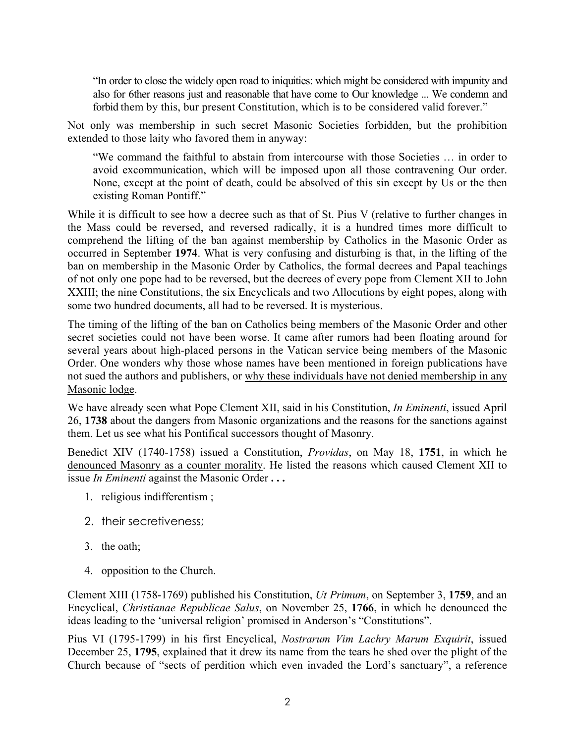> "In order to close the widely open road to iniquities: which might be considered with impunity and also for 6ther reasons just and reasonable that have come to Our knowledge ... We condemn and forbid them by this, bur present Constitution, which is to be considered valid forever."

Not only was membership in such secret Masonic Societies forbidden, but the prohibition extended to those laity who favored them in anyway:

> "We command the faithful to abstain from intercourse with those Societies … in order to avoid excommunication, which will be imposed upon all those contravening Our order. None, except at the point of death, could be absolved of this sin except by Us or the then existing Roman Pontiff."

While it is difficult to see how a decree such as that of St. Pius V (relative to further changes in the Mass could be reversed, and reversed radically, it is a hundred times more difficult to comprehend the lifting of the ban against membership by Catholics in the Masonic Order as occurred in September **1974**. What is very confusing and disturbing is that, in the lifting of the ban on membership in the Masonic Order by Catholics, the formal decrees and Papal teachings of not only one pope had to be reversed, but the decrees of every pope from Clement XII to John XXIII; the nine Constitutions, the six Encyclicals and two Allocutions by eight popes, along with some two hundred documents, all had to be reversed. It is mysterious.

The timing of the lifting of the ban on Catholics being members of the Masonic Order and other secret societies could not have been worse. It came after rumors had been floating around for several years about high-placed persons in the Vatican service being members of the Masonic Order. One wonders why those whose names have been mentioned in foreign publications have not sued the authors and publishers, or <u>why these individuals have not denied membership in any Masonic lodge</u>.

We have already seen what Pope Clement XII, said in his Constitution, *In Eminenti*, issued April 26, **1738** about the dangers from Masonic organizations and the reasons for the sanctions against them. Let us see what his Pontifical successors thought of Masonry.

Benedict XIV (1740-1758) issued a Constitution, *Providas*, on May 18, **1751**, in which he <u>denounced Masonry as a counter morality</u>. He listed the reasons which caused Clement XII to issue *In Eminenti* against the Masonic Order **. . .**

1. religious indifferentism ;
2. their secretiveness;
3. the oath;
4. opposition to the Church.

Clement XIII (1758-1769) published his Constitution, *Ut Primum*, on September 3, **1759**, and an Encyclical, *Christianae Republicae Salus*, on November 25, **1766**, in which he denounced the ideas leading to the 'universal religion' promised in Anderson's "Constitutions".

Pius VI (1795-1799) in his first Encyclical, *Nostrarum Vim Lachry Marum Exquirit*, issued December 25, **1795**, explained that it drew its name from the tears he shed over the plight of the Church because of "sects of perdition which even invaded the Lord's sanctuary", a reference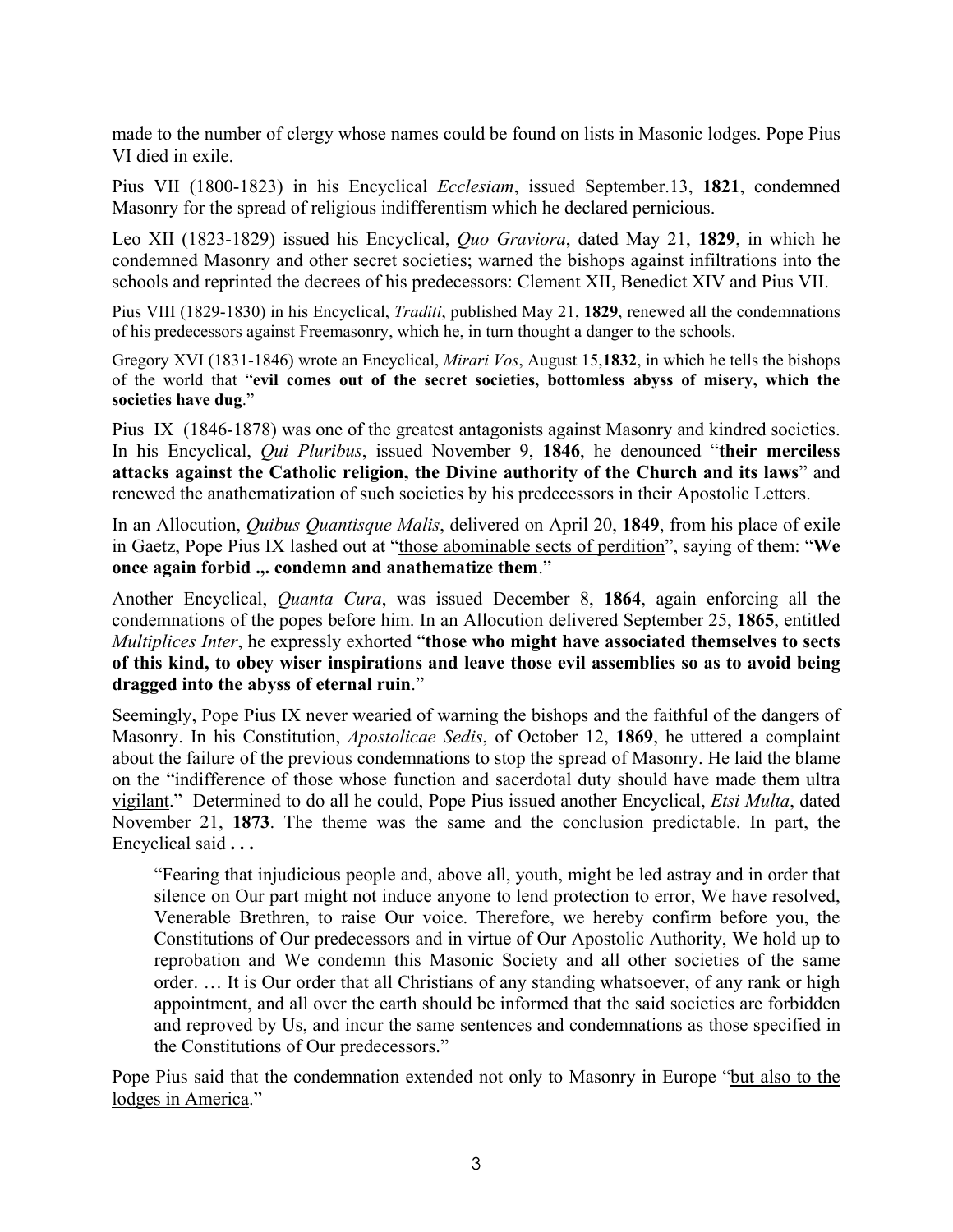made to the number of clergy whose names could be found on lists in Masonic lodges. Pope Pius VI died in exile.

Pius VII (1800-1823) in his Encyclical *Ecclesiam*, issued September.13, **1821**, condemned Masonry for the spread of religious indifferentism which he declared pernicious.

Leo XII (1823-1829) issued his Encyclical, *Quo Graviora*, dated May 21, **1829**, in which he condemned Masonry and other secret societies; warned the bishops against infiltrations into the schools and reprinted the decrees of his predecessors: Clement XII, Benedict XIV and Pius VII.

Pius VIII (1829-1830) in his Encyclical, *Traditi*, published May 21, **1829**, renewed all the condemnations of his predecessors against Freemasonry, which he, in turn thought a danger to the schools.

Gregory XVI (1831-1846) wrote an Encyclical, *Mirari Vos*, August 15,**1832**, in which he tells the bishops of the world that "**evil comes out of the secret societies, bottomless abyss of misery, which the societies have dug**."

Pius IX (1846-1878) was one of the greatest antagonists against Masonry and kindred societies. In his Encyclical, *Qui Pluribus*, issued November 9, **1846**, he denounced "**their merciless attacks against the Catholic religion, the Divine authority of the Church and its laws**" and renewed the anathematization of such societies by his predecessors in their Apostolic Letters.

In an Allocution, *Quibus Quantisque Malis*, delivered on April 20, **1849**, from his place of exile in Gaetz, Pope Pius IX lashed out at "those abominable sects of perdition", saying of them: "**We once again forbid .,. condemn and anathematize them**."

Another Encyclical, *Quanta Cura*, was issued December 8, **1864**, again enforcing all the condemnations of the popes before him. In an Allocution delivered September 25, **1865**, entitled *Multiplices Inter*, he expressly exhorted "**those who might have associated themselves to sects of this kind, to obey wiser inspirations and leave those evil assemblies so as to avoid being dragged into the abyss of eternal ruin**."

Seemingly, Pope Pius IX never wearied of warning the bishops and the faithful of the dangers of Masonry. In his Constitution, *Apostolicae Sedis*, of October 12, **1869**, he uttered a complaint about the failure of the previous condemnations to stop the spread of Masonry. He laid the blame on the "indifference of those whose function and sacerdotal duty should have made them ultra vigilant." Determined to do all he could, Pope Pius issued another Encyclical, *Etsi Multa*, dated November 21, **1873**. The theme was the same and the conclusion predictable. In part, the Encyclical said **. . .**

> "Fearing that injudicious people and, above all, youth, might be led astray and in order that silence on Our part might not induce anyone to lend protection to error, We have resolved, Venerable Brethren, to raise Our voice. Therefore, we hereby confirm before you, the Constitutions of Our predecessors and in virtue of Our Apostolic Authority, We hold up to reprobation and We condemn this Masonic Society and all other societies of the same order. … It is Our order that all Christians of any standing whatsoever, of any rank or high appointment, and all over the earth should be informed that the said societies are forbidden and reproved by Us, and incur the same sentences and condemnations as those specified in the Constitutions of Our predecessors."

Pope Pius said that the condemnation extended not only to Masonry in Europe "but also to the lodges in America."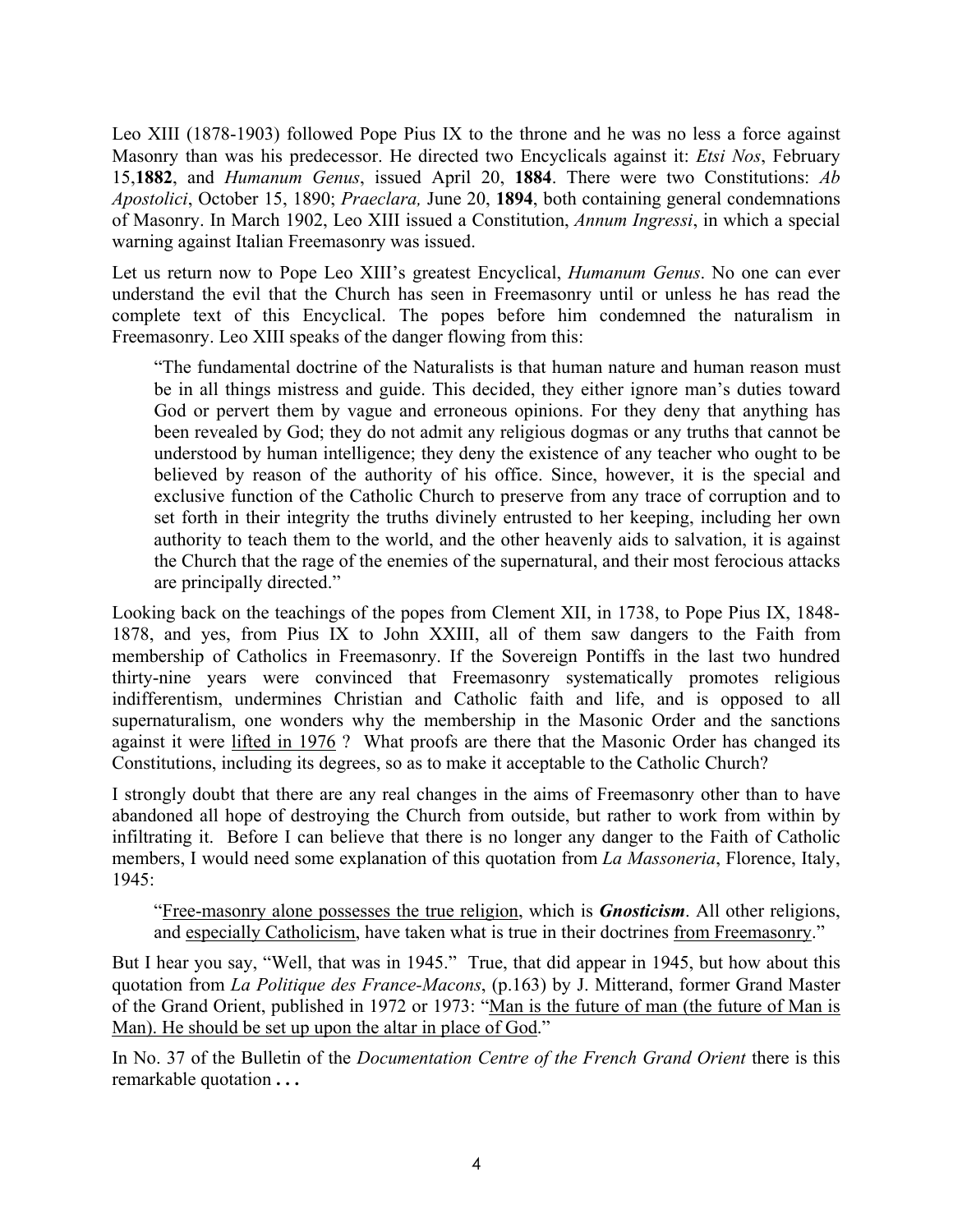Leo XIII (1878-1903) followed Pope Pius IX to the throne and he was no less a force against Masonry than was his predecessor. He directed two Encyclicals against it: *Etsi Nos*, February 15,**1882**, and *Humanum Genus*, issued April 20, **1884**. There were two Constitutions: *Ab Apostolici*, October 15, 1890; *Praeclara,* June 20, **1894**, both containing general condemnations of Masonry. In March 1902, Leo XIII issued a Constitution, *Annum Ingressi*, in which a special warning against Italian Freemasonry was issued.

Let us return now to Pope Leo XIII's greatest Encyclical, *Humanum Genus*. No one can ever understand the evil that the Church has seen in Freemasonry until or unless he has read the complete text of this Encyclical. The popes before him condemned the naturalism in Freemasonry. Leo XIII speaks of the danger flowing from this:

> "The fundamental doctrine of the Naturalists is that human nature and human reason must be in all things mistress and guide. This decided, they either ignore man's duties toward God or pervert them by vague and erroneous opinions. For they deny that anything has been revealed by God; they do not admit any religious dogmas or any truths that cannot be understood by human intelligence; they deny the existence of any teacher who ought to be believed by reason of the authority of his office. Since, however, it is the special and exclusive function of the Catholic Church to preserve from any trace of corruption and to set forth in their integrity the truths divinely entrusted to her keeping, including her own authority to teach them to the world, and the other heavenly aids to salvation, it is against the Church that the rage of the enemies of the supernatural, and their most ferocious attacks are principally directed."

Looking back on the teachings of the popes from Clement XII, in 1738, to Pope Pius IX, 1848-1878, and yes, from Pius IX to John XXIII, all of them saw dangers to the Faith from membership of Catholics in Freemasonry. If the Sovereign Pontiffs in the last two hundred thirty-nine years were convinced that Freemasonry systematically promotes religious indifferentism, undermines Christian and Catholic faith and life, and is opposed to all supernaturalism, one wonders why the membership in the Masonic Order and the sanctions against it were <u>lifted in 1976</u> ? What proofs are there that the Masonic Order has changed its Constitutions, including its degrees, so as to make it acceptable to the Catholic Church?

I strongly doubt that there are any real changes in the aims of Freemasonry other than to have abandoned all hope of destroying the Church from outside, but rather to work from within by infiltrating it. Before I can believe that there is no longer any danger to the Faith of Catholic members, I would need some explanation of this quotation from *La Massoneria*, Florence, Italy, 1945:

> "<u>Free-masonry alone possesses the true religion</u>, which is ***Gnosticism***. All other religions, and <u>especially Catholicism</u>, have taken what is true in their doctrines <u>from Freemasonry</u>."

But I hear you say, "Well, that was in 1945." True, that did appear in 1945, but how about this quotation from *La Politique des France-Macons*, (p.163) by J. Mitterand, former Grand Master of the Grand Orient, published in 1972 or 1973: "<u>Man is the future of man (the future of Man is Man). He should be set up upon the altar in place of God</u>."

In No. 37 of the Bulletin of the *Documentation Centre of the French Grand Orient* there is this remarkable quotation **. . .**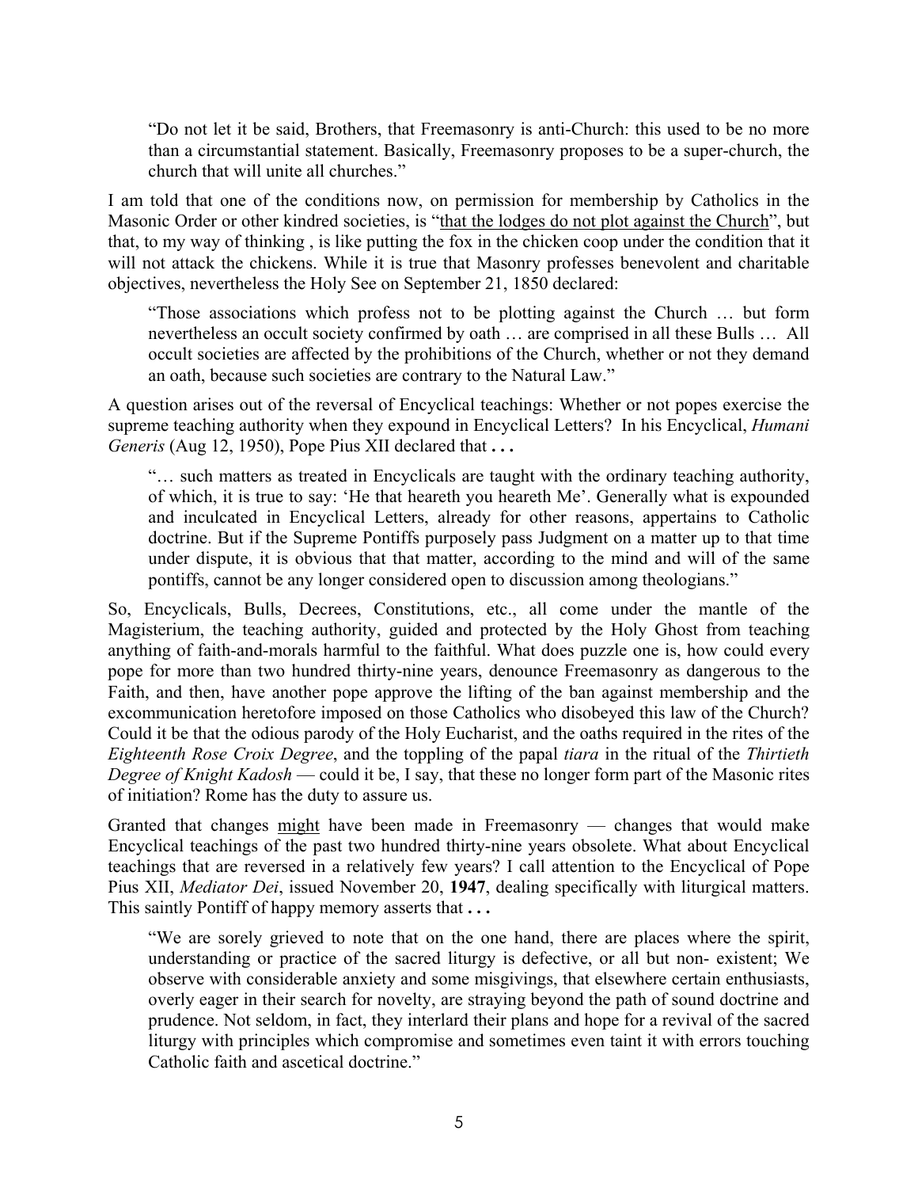> "Do not let it be said, Brothers, that Freemasonry is anti-Church: this used to be no more than a circumstantial statement. Basically, Freemasonry proposes to be a super-church, the church that will unite all churches."

I am told that one of the conditions now, on permission for membership by Catholics in the Masonic Order or other kindred societies, is "<u>that the lodges do not plot against the Church</u>", but that, to my way of thinking , is like putting the fox in the chicken coop under the condition that it will not attack the chickens. While it is true that Masonry professes benevolent and charitable objectives, nevertheless the Holy See on September 21, 1850 declared:

> "Those associations which profess not to be plotting against the Church … but form nevertheless an occult society confirmed by oath … are comprised in all these Bulls … All occult societies are affected by the prohibitions of the Church, whether or not they demand an oath, because such societies are contrary to the Natural Law."

A question arises out of the reversal of Encyclical teachings: Whether or not popes exercise the supreme teaching authority when they expound in Encyclical Letters? In his Encyclical, *Humani Generis* (Aug 12, 1950), Pope Pius XII declared that **. . .**

> "… such matters as treated in Encyclicals are taught with the ordinary teaching authority, of which, it is true to say: 'He that heareth you heareth Me'. Generally what is expounded and inculcated in Encyclical Letters, already for other reasons, appertains to Catholic doctrine. But if the Supreme Pontiffs purposely pass Judgment on a matter up to that time under dispute, it is obvious that that matter, according to the mind and will of the same pontiffs, cannot be any longer considered open to discussion among theologians."

So, Encyclicals, Bulls, Decrees, Constitutions, etc., all come under the mantle of the Magisterium, the teaching authority, guided and protected by the Holy Ghost from teaching anything of faith-and-morals harmful to the faithful. What does puzzle one is, how could every pope for more than two hundred thirty-nine years, denounce Freemasonry as dangerous to the Faith, and then, have another pope approve the lifting of the ban against membership and the excommunication heretofore imposed on those Catholics who disobeyed this law of the Church? Could it be that the odious parody of the Holy Eucharist, and the oaths required in the rites of the *Eighteenth Rose Croix Degree*, and the toppling of the papal *tiara* in the ritual of the *Thirtieth Degree of Knight Kadosh* — could it be, I say, that these no longer form part of the Masonic rites of initiation? Rome has the duty to assure us.

Granted that changes <u>might</u> have been made in Freemasonry — changes that would make Encyclical teachings of the past two hundred thirty-nine years obsolete. What about Encyclical teachings that are reversed in a relatively few years? I call attention to the Encyclical of Pope Pius XII, *Mediator Dei*, issued November 20, **1947**, dealing specifically with liturgical matters. This saintly Pontiff of happy memory asserts that **. . .**

> "We are sorely grieved to note that on the one hand, there are places where the spirit, understanding or practice of the sacred liturgy is defective, or all but non- existent; We observe with considerable anxiety and some misgivings, that elsewhere certain enthusiasts, overly eager in their search for novelty, are straying beyond the path of sound doctrine and prudence. Not seldom, in fact, they interlard their plans and hope for a revival of the sacred liturgy with principles which compromise and sometimes even taint it with errors touching Catholic faith and ascetical doctrine."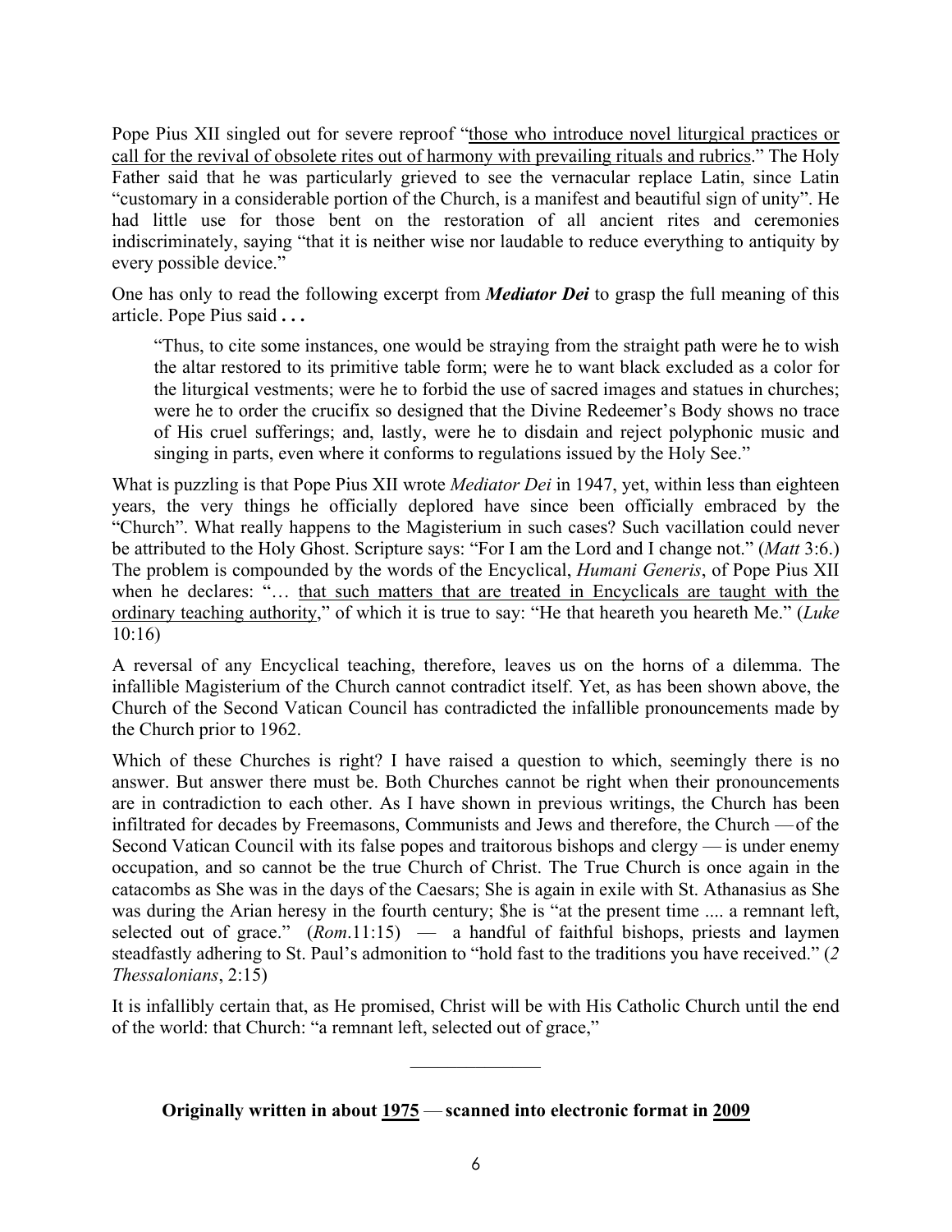Pope Pius XII singled out for severe reproof "<u>those who introduce novel liturgical practices or call for the revival of obsolete rites out of harmony with prevailing rituals and rubrics</u>." The Holy Father said that he was particularly grieved to see the vernacular replace Latin, since Latin "customary in a considerable portion of the Church, is a manifest and beautiful sign of unity". He had little use for those bent on the restoration of all ancient rites and ceremonies indiscriminately, saying "that it is neither wise nor laudable to reduce everything to antiquity by every possible device."

One has only to read the following excerpt from ***Mediator Dei*** to grasp the full meaning of this article. Pope Pius said **. . .**

> "Thus, to cite some instances, one would be straying from the straight path were he to wish the altar restored to its primitive table form; were he to want black excluded as a color for the liturgical vestments; were he to forbid the use of sacred images and statues in churches; were he to order the crucifix so designed that the Divine Redeemer's Body shows no trace of His cruel sufferings; and, lastly, were he to disdain and reject polyphonic music and singing in parts, even where it conforms to regulations issued by the Holy See."

What is puzzling is that Pope Pius XII wrote *Mediator Dei* in 1947, yet, within less than eighteen years, the very things he officially deplored have since been officially embraced by the "Church". What really happens to the Magisterium in such cases? Such vacillation could never be attributed to the Holy Ghost. Scripture says: "For I am the Lord and I change not." (*Matt* 3:6.) The problem is compounded by the words of the Encyclical, *Humani Generis*, of Pope Pius XII when he declares: "… <u>that such matters that are treated in Encyclicals are taught with the ordinary teaching authority</u>," of which it is true to say: "He that heareth you heareth Me." (*Luke* 10:16)

A reversal of any Encyclical teaching, therefore, leaves us on the horns of a dilemma. The infallible Magisterium of the Church cannot contradict itself. Yet, as has been shown above, the Church of the Second Vatican Council has contradicted the infallible pronouncements made by the Church prior to 1962.

Which of these Churches is right? I have raised a question to which, seemingly there is no answer. But answer there must be. Both Churches cannot be right when their pronouncements are in contradiction to each other. As I have shown in previous writings, the Church has been infiltrated for decades by Freemasons, Communists and Jews and therefore, the Church — of the Second Vatican Council with its false popes and traitorous bishops and clergy — is under enemy occupation, and so cannot be the true Church of Christ. The True Church is once again in the catacombs as She was in the days of the Caesars; She is again in exile with St. Athanasius as She was during the Arian heresy in the fourth century; $he is "at the present time .... a remnant left, selected out of grace." (*Rom*.11:15) — a handful of faithful bishops, priests and laymen steadfastly adhering to St. Paul's admonition to "hold fast to the traditions you have received." (*2 Thessalonians*, 2:15)

It is infallibly certain that, as He promised, Christ will be with His Catholic Church until the end of the world: that Church: "a remnant left, selected out of grace,"

---

**Originally written in about <u>1975</u> — scanned into electronic format in <u>2009</u>**